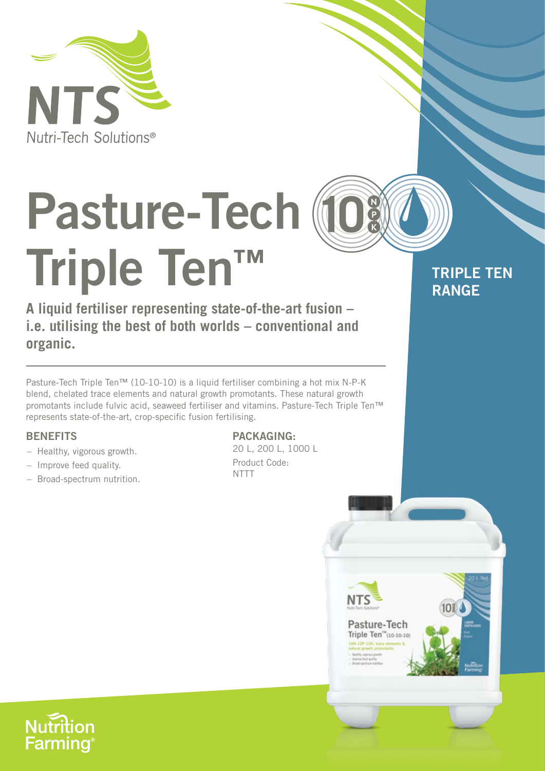NTS

Nutri-Tech Solutions®

# Pasture-Tech Triple Ten™

TRIPLE TEN RANGE

**A liquid fertiliser representing state-of-the-art fusion – i.e. utilising the best of both worlds – conventional and organic.**

---

Pasture-Tech Triple Ten™ (10-10-10) is a liquid fertiliser combining a hot mix N-P-K blend, chelated trace elements and natural growth promotants. These natural growth promotants include fulvic acid, seaweed fertiliser and vitamins. Pasture-Tech Triple Ten™ represents state-of-the-art, crop-specific fusion fertilising.

## BENEFITS

- Healthy, vigorous growth.
- Improve feed quality.
- Broad-spectrum nutrition.

## PACKAGING:

20 L, 200 L, 1000 L

Product Code:
NTTT

Nutrition Farming®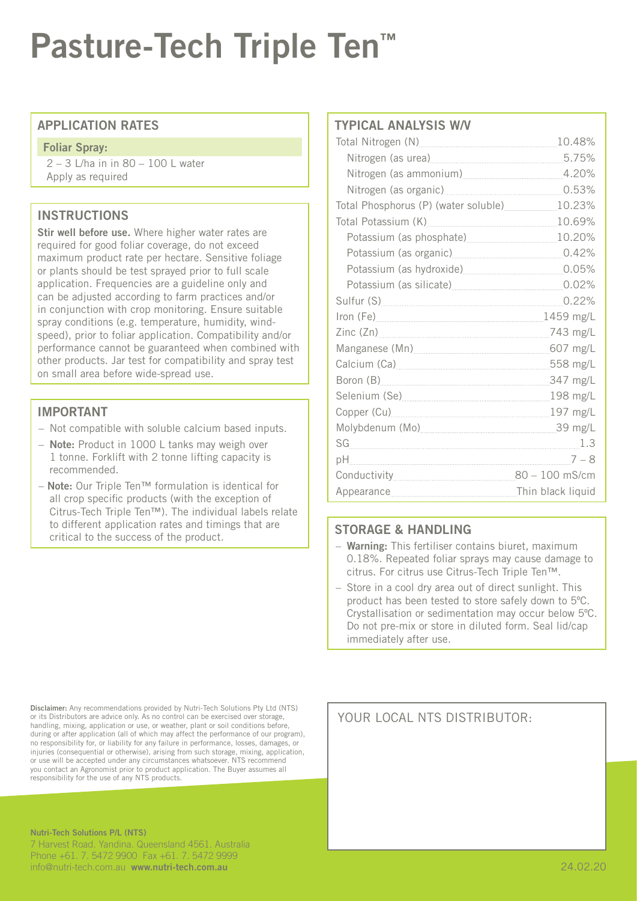# Pasture-Tech Triple Ten™

## APPLICATION RATES

**Foliar Spray:**

2 – 3 L/ha in in 80 – 100 L water
Apply as required

## INSTRUCTIONS

**Stir well before use.** Where higher water rates are required for good foliar coverage, do not exceed maximum product rate per hectare. Sensitive foliage or plants should be test sprayed prior to full scale application. Frequencies are a guideline only and can be adjusted according to farm practices and/or in conjunction with crop monitoring. Ensure suitable spray conditions (e.g. temperature, humidity, wind-speed), prior to foliar application. Compatibility and/or performance cannot be guaranteed when combined with other products. Jar test for compatibility and spray test on small area before wide-spread use.

## IMPORTANT

- Not compatible with soluble calcium based inputs.
- **Note:** Product in 1000 L tanks may weigh over 1 tonne. Forklift with 2 tonne lifting capacity is recommended.
- **Note:** Our Triple Ten™ formulation is identical for all crop specific products (with the exception of Citrus-Tech Triple Ten™). The individual labels relate to different application rates and timings that are critical to the success of the product.

## TYPICAL ANALYSIS W/V

| | |
|---|---|
| Total Nitrogen (N) | 10.48% |
| Nitrogen (as urea) | 5.75% |
| Nitrogen (as ammonium) | 4.20% |
| Nitrogen (as organic) | 0.53% |
| Total Phosphorus (P) (water soluble) | 10.23% |
| Total Potassium (K) | 10.69% |
| Potassium (as phosphate) | 10.20% |
| Potassium (as organic) | 0.42% |
| Potassium (as hydroxide) | 0.05% |
| Potassium (as silicate) | 0.02% |
| Sulfur (S) | 0.22% |
| Iron (Fe) | 1459 mg/L |
| Zinc (Zn) | 743 mg/L |
| Manganese (Mn) | 607 mg/L |
| Calcium (Ca) | 558 mg/L |
| Boron (B) | 347 mg/L |
| Selenium (Se) | 198 mg/L |
| Copper (Cu) | 197 mg/L |
| Molybdenum (Mo) | 39 mg/L |
| SG | 1.3 |
| pH | 7 – 8 |
| Conductivity | 80 – 100 mS/cm |
| Appearance | Thin black liquid |

## STORAGE & HANDLING

- **Warning:** This fertiliser contains biuret, maximum 0.18%. Repeated foliar sprays may cause damage to citrus. For citrus use Citrus-Tech Triple Ten™.
- Store in a cool dry area out of direct sunlight. This product has been tested to store safely down to 5ºC. Crystallisation or sedimentation may occur below 5ºC. Do not pre-mix or store in diluted form. Seal lid/cap immediately after use.

**Disclaimer:** Any recommendations provided by Nutri-Tech Solutions Pty Ltd (NTS) or its Distributors are advice only. As no control can be exercised over storage, handling, mixing, application or use, or weather, plant or soil conditions before, during or after application (all of which may affect the performance of our program), no responsibility for, or liability for any failure in performance, losses, damages, or injuries (consequential or otherwise), arising from such storage, mixing, application, or use will be accepted under any circumstances whatsoever. NTS recommend you contact an Agronomist prior to product application. The Buyer assumes all responsibility for the use of any NTS products.

YOUR LOCAL NTS DISTRIBUTOR:

**Nutri-Tech Solutions P/L (NTS)**
7 Harvest Road. Yandina. Queensland 4561. Australia
Phone +61. 7. 5472 9900 Fax +61. 7. 5472 9999
info@nutri-tech.com.au **www.nutri-tech.com.au**

24.02.20